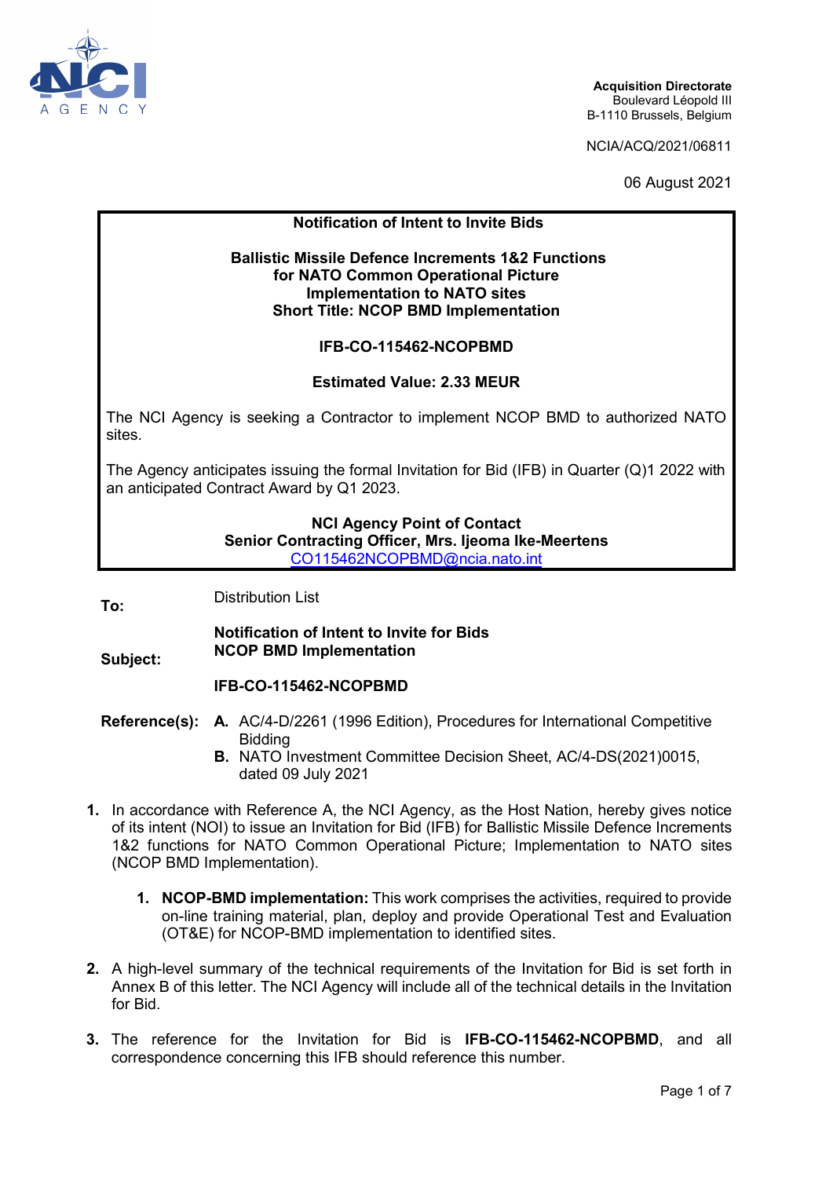NCI AGENCY

**Acquisition Directorate**
Boulevard Léopold III
B-1110 Brussels, Belgium

NCIA/ACQ/2021/06811

06 August 2021

**Notification of Intent to Invite Bids**

**Ballistic Missile Defence Increments 1&2 Functions for NATO Common Operational Picture Implementation to NATO sites**
**Short Title: NCOP BMD Implementation**

**IFB-CO-115462-NCOPBMD**

**Estimated Value: 2.33 MEUR**

The NCI Agency is seeking a Contractor to implement NCOP BMD to authorized NATO sites.

The Agency anticipates issuing the formal Invitation for Bid (IFB) in Quarter (Q)1 2022 with an anticipated Contract Award by Q1 2023.

**NCI Agency Point of Contact**
**Senior Contracting Officer, Mrs. Ijeoma Ike-Meertens**
CO115462NCOPBMD@ncia.nato.int

**To:** Distribution List

**Subject:** **Notification of Intent to Invite for Bids**
**NCOP BMD Implementation**

**IFB-CO-115462-NCOPBMD**

**Reference(s):**
**A.** AC/4-D/2261 (1996 Edition), Procedures for International Competitive Bidding
**B.** NATO Investment Committee Decision Sheet, AC/4-DS(2021)0015, dated 09 July 2021

1. In accordance with Reference A, the NCI Agency, as the Host Nation, hereby gives notice of its intent (NOI) to issue an Invitation for Bid (IFB) for Ballistic Missile Defence Increments 1&2 functions for NATO Common Operational Picture; Implementation to NATO sites (NCOP BMD Implementation).

    1. **NCOP-BMD implementation:** This work comprises the activities, required to provide on-line training material, plan, deploy and provide Operational Test and Evaluation (OT&E) for NCOP-BMD implementation to identified sites.

2. A high-level summary of the technical requirements of the Invitation for Bid is set forth in Annex B of this letter. The NCI Agency will include all of the technical details in the Invitation for Bid.

3. The reference for the Invitation for Bid is **IFB-CO-115462-NCOPBMD**, and all correspondence concerning this IFB should reference this number.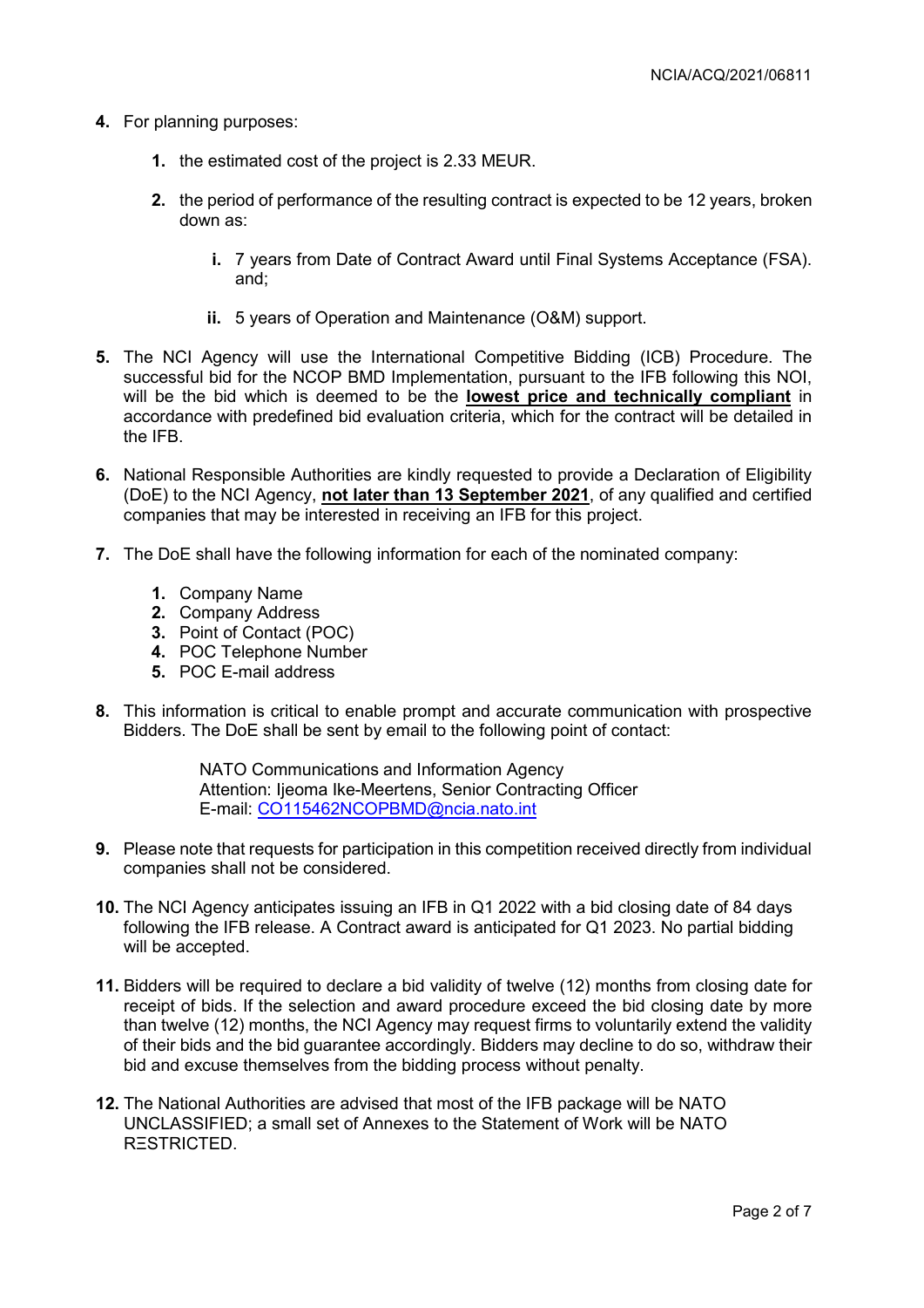4. For planning purposes:

   1. the estimated cost of the project is 2.33 MEUR.

   2. the period of performance of the resulting contract is expected to be 12 years, broken down as:

      i. 7 years from Date of Contract Award until Final Systems Acceptance (FSA). and;

      ii. 5 years of Operation and Maintenance (O&M) support.

5. The NCI Agency will use the International Competitive Bidding (ICB) Procedure. The successful bid for the NCOP BMD Implementation, pursuant to the IFB following this NOI, will be the bid which is deemed to be the **lowest price and technically compliant** in accordance with predefined bid evaluation criteria, which for the contract will be detailed in the IFB.

6. National Responsible Authorities are kindly requested to provide a Declaration of Eligibility (DoE) to the NCI Agency, **not later than 13 September 2021**, of any qualified and certified companies that may be interested in receiving an IFB for this project.

7. The DoE shall have the following information for each of the nominated company:

   1. Company Name
   2. Company Address
   3. Point of Contact (POC)
   4. POC Telephone Number
   5. POC E-mail address

8. This information is critical to enable prompt and accurate communication with prospective Bidders. The DoE shall be sent by email to the following point of contact:

   NATO Communications and Information Agency
   Attention: Ijeoma Ike-Meertens, Senior Contracting Officer
   E-mail: CO115462NCOPBMD@ncia.nato.int

9. Please note that requests for participation in this competition received directly from individual companies shall not be considered.

10. The NCI Agency anticipates issuing an IFB in Q1 2022 with a bid closing date of 84 days following the IFB release. A Contract award is anticipated for Q1 2023. No partial bidding will be accepted.

11. Bidders will be required to declare a bid validity of twelve (12) months from closing date for receipt of bids. If the selection and award procedure exceed the bid closing date by more than twelve (12) months, the NCI Agency may request firms to voluntarily extend the validity of their bids and the bid guarantee accordingly. Bidders may decline to do so, withdraw their bid and excuse themselves from the bidding process without penalty.

12. The National Authorities are advised that most of the IFB package will be NATO UNCLASSIFIED; a small set of Annexes to the Statement of Work will be NATO RESTRICTED.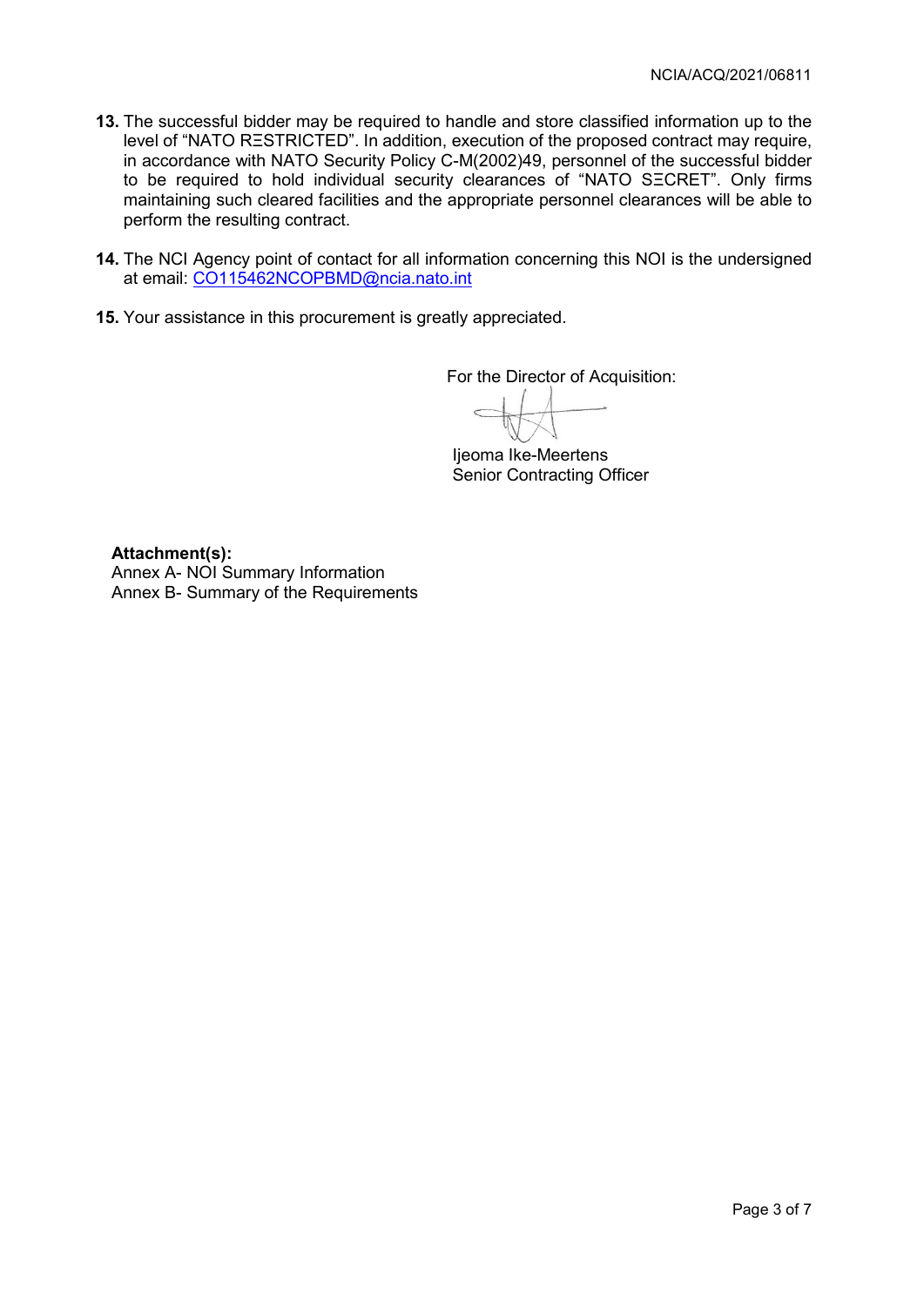**13.** The successful bidder may be required to handle and store classified information up to the level of "NATO RΞSTRICTED". In addition, execution of the proposed contract may require, in accordance with NATO Security Policy C-M(2002)49, personnel of the successful bidder to be required to hold individual security clearances of "NATO SΞCRET". Only firms maintaining such cleared facilities and the appropriate personnel clearances will be able to perform the resulting contract.

**14.** The NCI Agency point of contact for all information concerning this NOI is the undersigned at email: CO115462NCOPBMD@ncia.nato.int

**15.** Your assistance in this procurement is greatly appreciated.

For the Director of Acquisition:

Ijeoma Ike-Meertens
Senior Contracting Officer

**Attachment(s):**
Annex A- NOI Summary Information
Annex B- Summary of the Requirements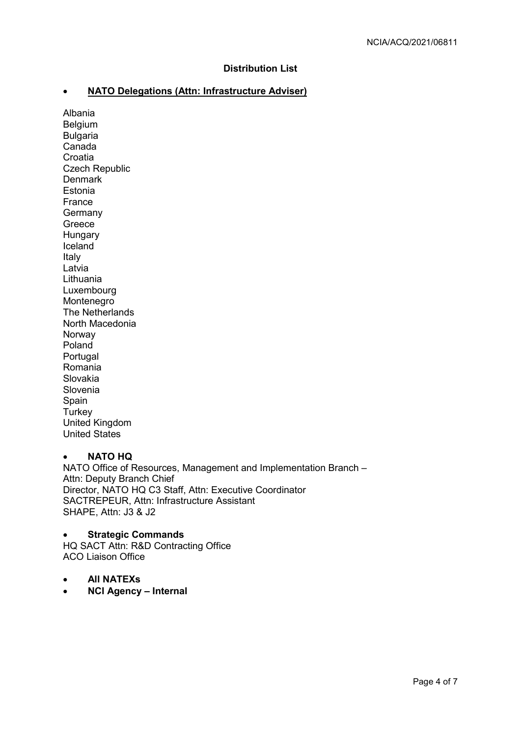## Distribution List

- **NATO Delegations (Attn: Infrastructure Adviser)**

Albania
Belgium
Bulgaria
Canada
Croatia
Czech Republic
Denmark
Estonia
France
Germany
Greece
Hungary
Iceland
Italy
Latvia
Lithuania
Luxembourg
Montenegro
The Netherlands
North Macedonia
Norway
Poland
Portugal
Romania
Slovakia
Slovenia
Spain
Turkey
United Kingdom
United States

- **NATO HQ**

NATO Office of Resources, Management and Implementation Branch – Attn: Deputy Branch Chief
Director, NATO HQ C3 Staff, Attn: Executive Coordinator
SACTREPEUR, Attn: Infrastructure Assistant
SHAPE, Attn: J3 & J2

- **Strategic Commands**

HQ SACT Attn: R&D Contracting Office
ACO Liaison Office

- **All NATEXs**
- **NCI Agency – Internal**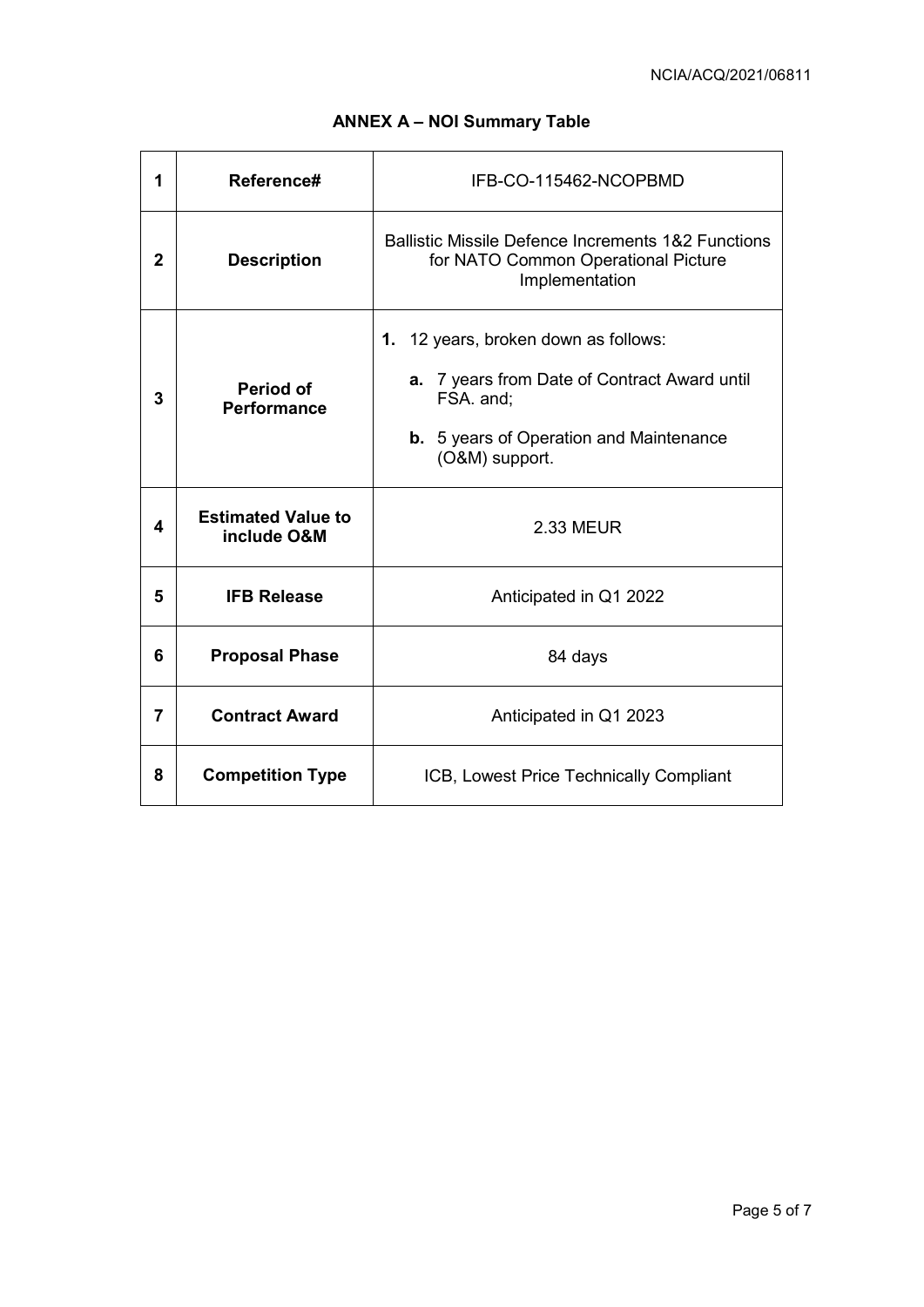## ANNEX A – NOI Summary Table

| | | |
|---|---|---|
| **1** | **Reference#** | IFB-CO-115462-NCOPBMD |
| **2** | **Description** | Ballistic Missile Defence Increments 1&2 Functions for NATO Common Operational Picture Implementation |
| **3** | **Period of Performance** | **1.** 12 years, broken down as follows: <br> **a.** 7 years from Date of Contract Award until FSA. and; <br> **b.** 5 years of Operation and Maintenance (O&M) support. |
| **4** | **Estimated Value to include O&M** | 2.33 MEUR |
| **5** | **IFB Release** | Anticipated in Q1 2022 |
| **6** | **Proposal Phase** | 84 days |
| **7** | **Contract Award** | Anticipated in Q1 2023 |
| **8** | **Competition Type** | ICB, Lowest Price Technically Compliant |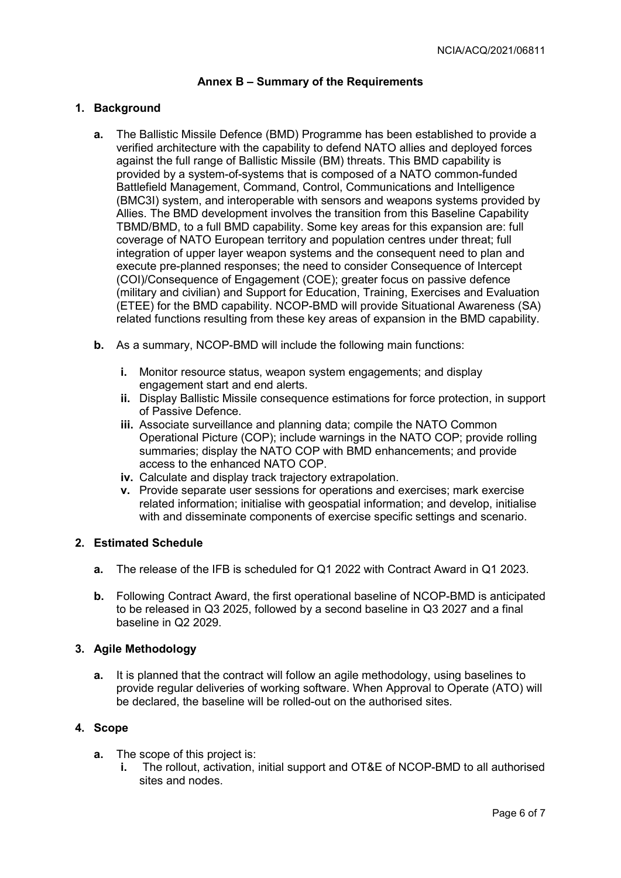## Annex B – Summary of the Requirements

### 1. Background

**a.** The Ballistic Missile Defence (BMD) Programme has been established to provide a verified architecture with the capability to defend NATO allies and deployed forces against the full range of Ballistic Missile (BM) threats. This BMD capability is provided by a system-of-systems that is composed of a NATO common-funded Battlefield Management, Command, Control, Communications and Intelligence (BMC3I) system, and interoperable with sensors and weapons systems provided by Allies. The BMD development involves the transition from this Baseline Capability TBMD/BMD, to a full BMD capability. Some key areas for this expansion are: full coverage of NATO European territory and population centres under threat; full integration of upper layer weapon systems and the consequent need to plan and execute pre-planned responses; the need to consider Consequence of Intercept (COI)/Consequence of Engagement (COE); greater focus on passive defence (military and civilian) and Support for Education, Training, Exercises and Evaluation (ETEE) for the BMD capability. NCOP-BMD will provide Situational Awareness (SA) related functions resulting from these key areas of expansion in the BMD capability.

**b.** As a summary, NCOP-BMD will include the following main functions:

- **i.** Monitor resource status, weapon system engagements; and display engagement start and end alerts.
- **ii.** Display Ballistic Missile consequence estimations for force protection, in support of Passive Defence.
- **iii.** Associate surveillance and planning data; compile the NATO Common Operational Picture (COP); include warnings in the NATO COP; provide rolling summaries; display the NATO COP with BMD enhancements; and provide access to the enhanced NATO COP.
- **iv.** Calculate and display track trajectory extrapolation.
- **v.** Provide separate user sessions for operations and exercises; mark exercise related information; initialise with geospatial information; and develop, initialise with and disseminate components of exercise specific settings and scenario.

### 2. Estimated Schedule

**a.** The release of the IFB is scheduled for Q1 2022 with Contract Award in Q1 2023.

**b.** Following Contract Award, the first operational baseline of NCOP-BMD is anticipated to be released in Q3 2025, followed by a second baseline in Q3 2027 and a final baseline in Q2 2029.

### 3. Agile Methodology

**a.** It is planned that the contract will follow an agile methodology, using baselines to provide regular deliveries of working software. When Approval to Operate (ATO) will be declared, the baseline will be rolled-out on the authorised sites.

### 4. Scope

**a.** The scope of this project is:

- **i.** The rollout, activation, initial support and OT&E of NCOP-BMD to all authorised sites and nodes.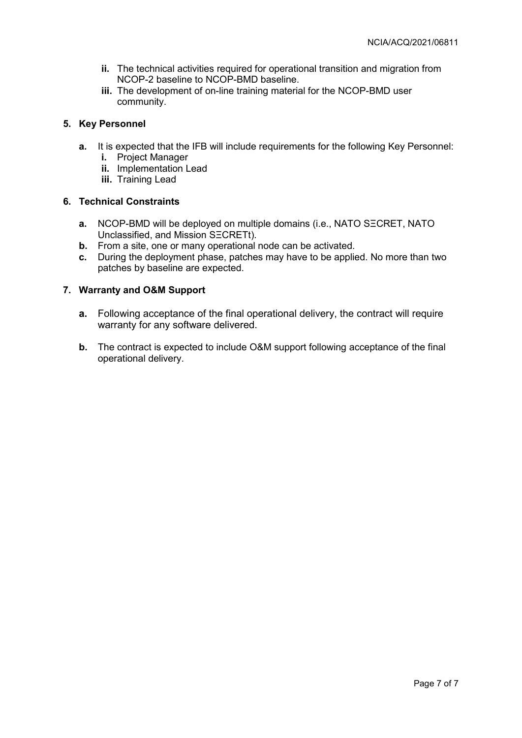- **ii.** The technical activities required for operational transition and migration from NCOP-2 baseline to NCOP-BMD baseline.
- **iii.** The development of on-line training material for the NCOP-BMD user community.

**5. Key Personnel**

- **a.** It is expected that the IFB will include requirements for the following Key Personnel:
  - **i.** Project Manager
  - **ii.** Implementation Lead
  - **iii.** Training Lead

**6. Technical Constraints**

- **a.** NCOP-BMD will be deployed on multiple domains (i.e., NATO SΞCRET, NATO Unclassified, and Mission SΞCRETt).
- **b.** From a site, one or many operational node can be activated.
- **c.** During the deployment phase, patches may have to be applied. No more than two patches by baseline are expected.

**7. Warranty and O&M Support**

- **a.** Following acceptance of the final operational delivery, the contract will require warranty for any software delivered.

- **b.** The contract is expected to include O&M support following acceptance of the final operational delivery.